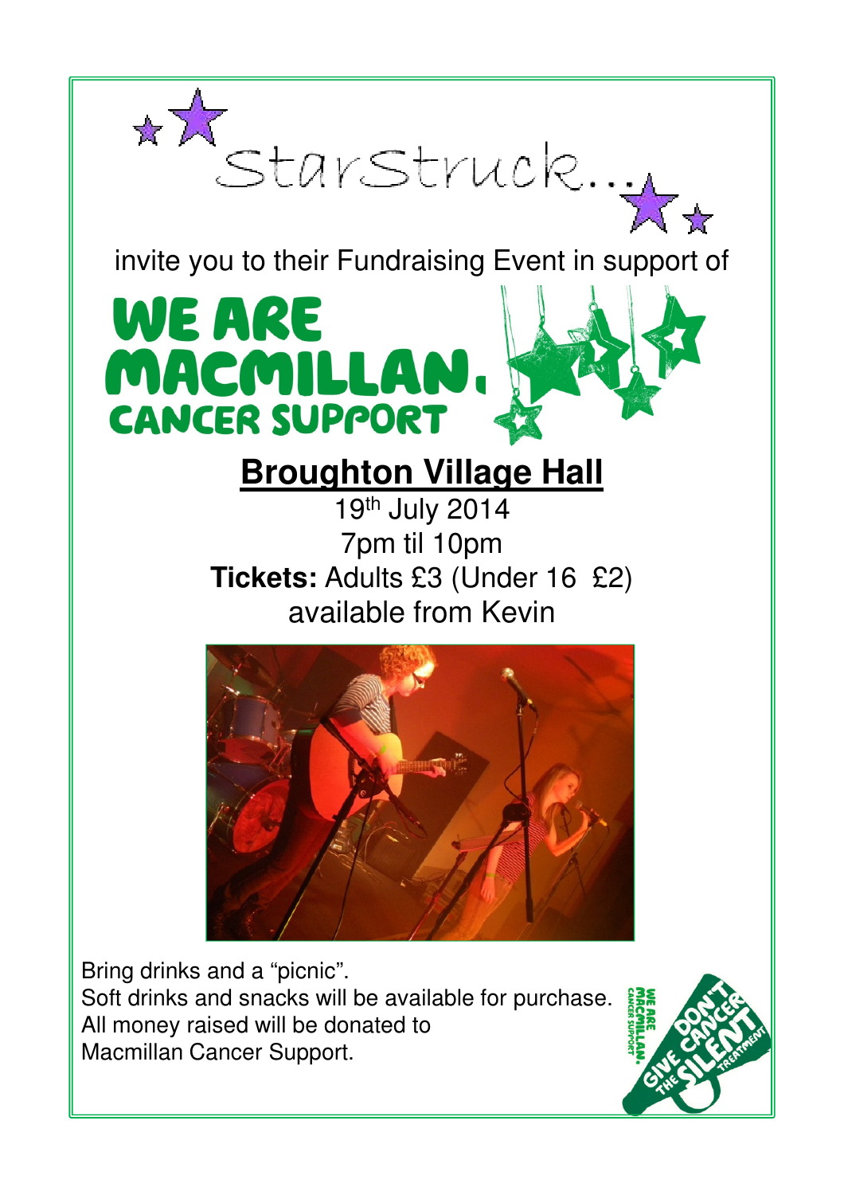# StarStruck...

invite you to their Fundraising Event in support of

## WE ARE MACMILLAN. CANCER SUPPORT

## Broughton Village Hall

19th July 2014

7pm til 10pm

**Tickets:** Adults £3 (Under 16 £2)

available from Kevin

Bring drinks and a "picnic".

Soft drinks and snacks will be available for purchase.

All money raised will be donated to Macmillan Cancer Support.

WE ARE MACMILLAN. CANCER SUPPORT

DON'T GIVE CANCER THE SILENT TREATMENT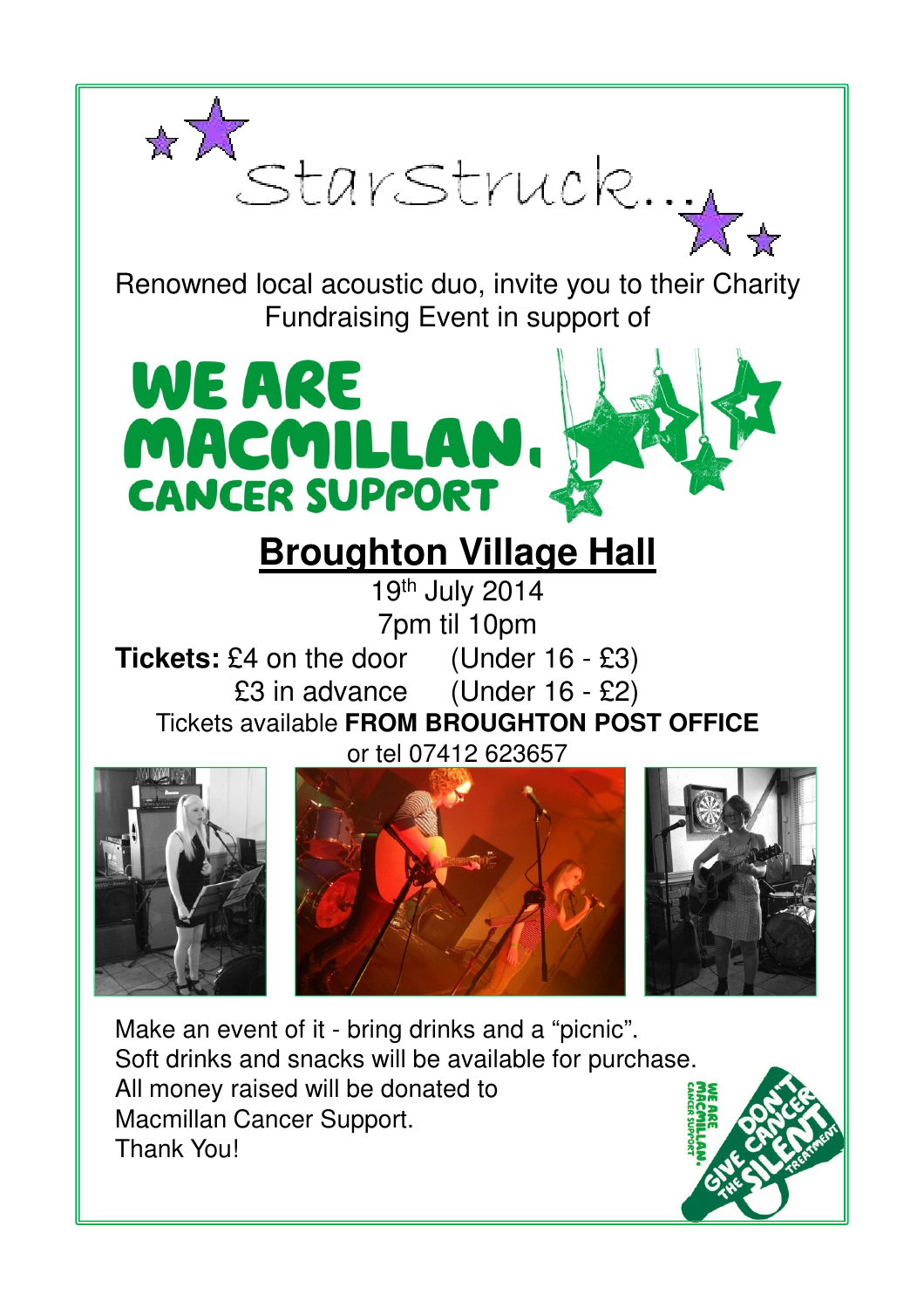# StarStruck...

Renowned local acoustic duo, invite you to their Charity Fundraising Event in support of

WE ARE MACMILLAN. CANCER SUPPORT

## Broughton Village Hall

19th July 2014

7pm til 10pm

**Tickets:** £4 on the door (Under 16 - £3)

£3 in advance (Under 16 - £2)

Tickets available **FROM BROUGHTON POST OFFICE** or tel 07412 623657

Make an event of it - bring drinks and a "picnic".

Soft drinks and snacks will be available for purchase.

All money raised will be donated to Macmillan Cancer Support.

Thank You!

WE ARE MACMILLAN. CANCER SUPPORT

DON'T GIVE CANCER THE SILENT TREATMENT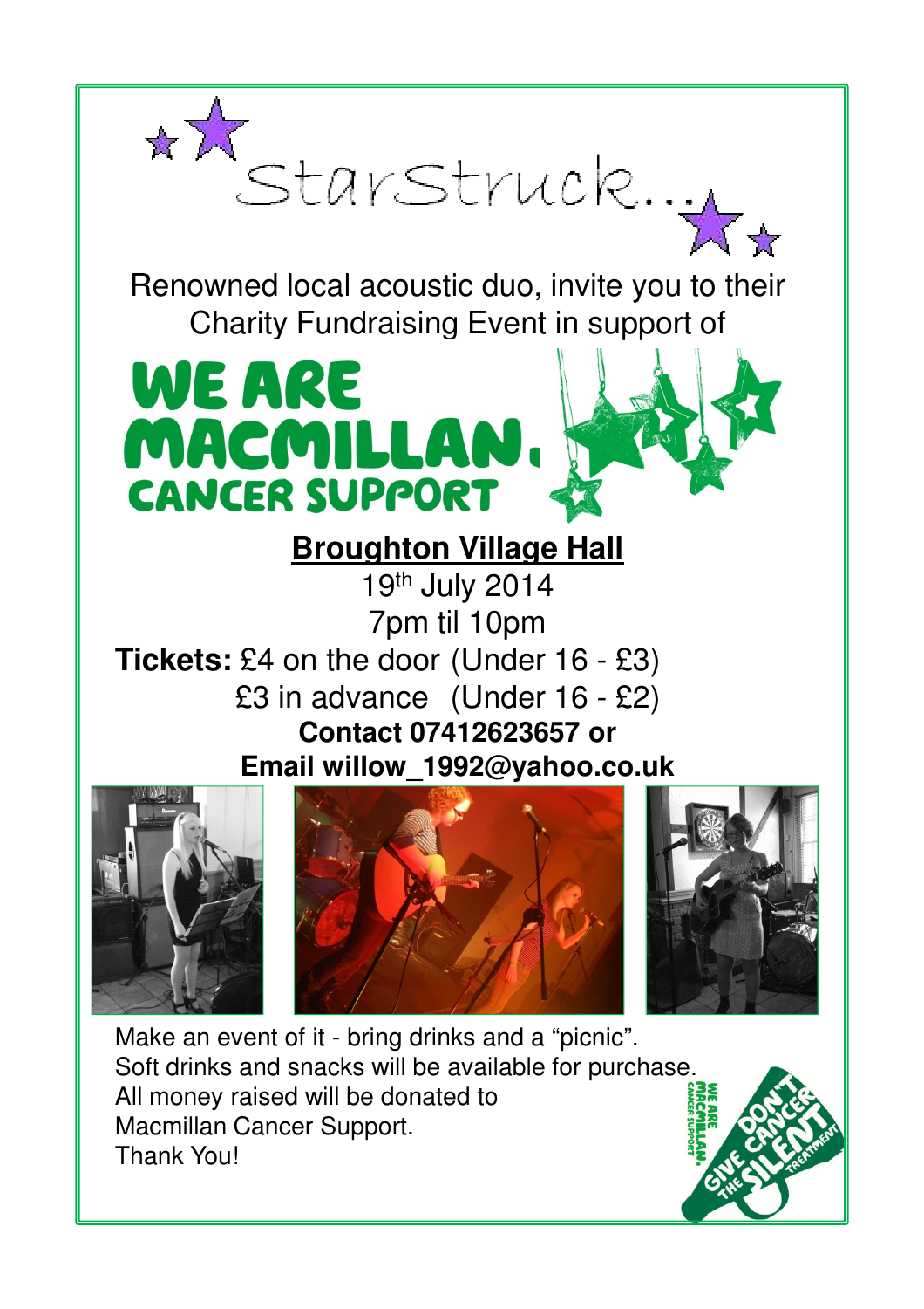# StarStruck...

Renowned local acoustic duo, invite you to their Charity Fundraising Event in support of

**WE ARE MACMILLAN. CANCER SUPPORT**

**Broughton Village Hall**

19th July 2014

7pm til 10pm

**Tickets:** £4 on the door (Under 16 - £3)
£3 in advance (Under 16 - £2)

**Contact 07412623657 or**
**Email willow_1992@yahoo.co.uk**

Make an event of it - bring drinks and a "picnic".
Soft drinks and snacks will be available for purchase.
All money raised will be donated to
Macmillan Cancer Support.
Thank You!

WE ARE MACMILLAN. CANCER SUPPORT

DON'T GIVE CANCER THE SILENT TREATMENT